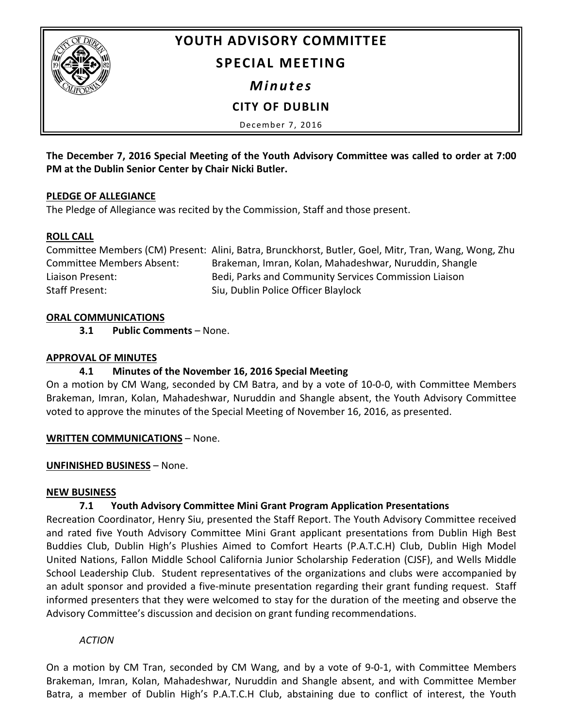# YOUTH ADVISORY COMMITTEE

## SPECIAL MEETING

## *Minutes*

## CITY OF DUBLIN

December 7, 2016

**The December 7, 2016 Special Meeting of the Youth Advisory Committee was called to order at 7:00 PM at the Dublin Senior Center by Chair Nicki Butler.**

**PLEDGE OF ALLEGIANCE**

The Pledge of Allegiance was recited by the Commission, Staff and those present.

**ROLL CALL**

Committee Members (CM) Present: Alini, Batra, Brunckhorst, Butler, Goel, Mitr, Tran, Wang, Wong, Zhu
Committee Members Absent: Brakeman, Imran, Kolan, Mahadeshwar, Nuruddin, Shangle
Liaison Present: Bedi, Parks and Community Services Commission Liaison
Staff Present: Siu, Dublin Police Officer Blaylock

**ORAL COMMUNICATIONS**

**3.1 Public Comments** – None.

**APPROVAL OF MINUTES**

**4.1 Minutes of the November 16, 2016 Special Meeting**

On a motion by CM Wang, seconded by CM Batra, and by a vote of 10-0-0, with Committee Members Brakeman, Imran, Kolan, Mahadeshwar, Nuruddin and Shangle absent, the Youth Advisory Committee voted to approve the minutes of the Special Meeting of November 16, 2016, as presented.

**WRITTEN COMMUNICATIONS** – None.

**UNFINISHED BUSINESS** – None.

**NEW BUSINESS**

**7.1 Youth Advisory Committee Mini Grant Program Application Presentations**

Recreation Coordinator, Henry Siu, presented the Staff Report. The Youth Advisory Committee received and rated five Youth Advisory Committee Mini Grant applicant presentations from Dublin High Best Buddies Club, Dublin High's Plushies Aimed to Comfort Hearts (P.A.T.C.H) Club, Dublin High Model United Nations, Fallon Middle School California Junior Scholarship Federation (CJSF), and Wells Middle School Leadership Club. Student representatives of the organizations and clubs were accompanied by an adult sponsor and provided a five-minute presentation regarding their grant funding request. Staff informed presenters that they were welcomed to stay for the duration of the meeting and observe the Advisory Committee's discussion and decision on grant funding recommendations.

*ACTION*

On a motion by CM Tran, seconded by CM Wang, and by a vote of 9-0-1, with Committee Members Brakeman, Imran, Kolan, Mahadeshwar, Nuruddin and Shangle absent, and with Committee Member Batra, a member of Dublin High's P.A.T.C.H Club, abstaining due to conflict of interest, the Youth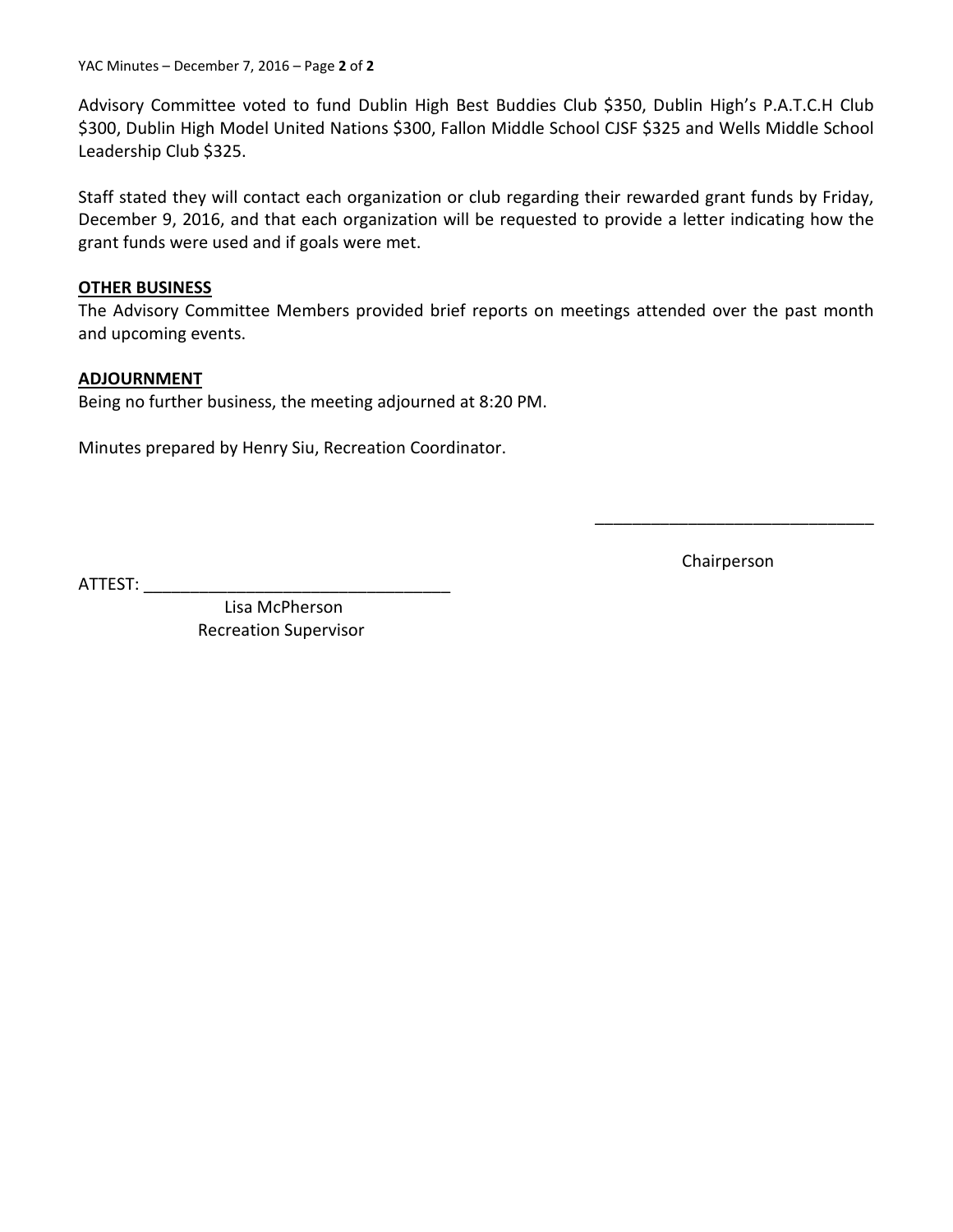Advisory Committee voted to fund Dublin High Best Buddies Club $350, Dublin High's P.A.T.C.H Club $300, Dublin High Model United Nations $300, Fallon Middle School CJSF $325 and Wells Middle School Leadership Club $325.

Staff stated they will contact each organization or club regarding their rewarded grant funds by Friday, December 9, 2016, and that each organization will be requested to provide a letter indicating how the grant funds were used and if goals were met.

**OTHER BUSINESS**

The Advisory Committee Members provided brief reports on meetings attended over the past month and upcoming events.

**ADJOURNMENT**

Being no further business, the meeting adjourned at 8:20 PM.

Minutes prepared by Henry Siu, Recreation Coordinator.

\_\_\_\_\_\_\_\_\_\_\_\_\_\_\_\_\_\_\_\_\_\_\_\_\_\_\_\_\_\_

Chairperson

ATTEST: \_\_\_\_\_\_\_\_\_\_\_\_\_\_\_\_\_\_\_\_\_\_\_\_\_\_\_\_\_\_\_\_\_

Lisa McPherson
Recreation Supervisor